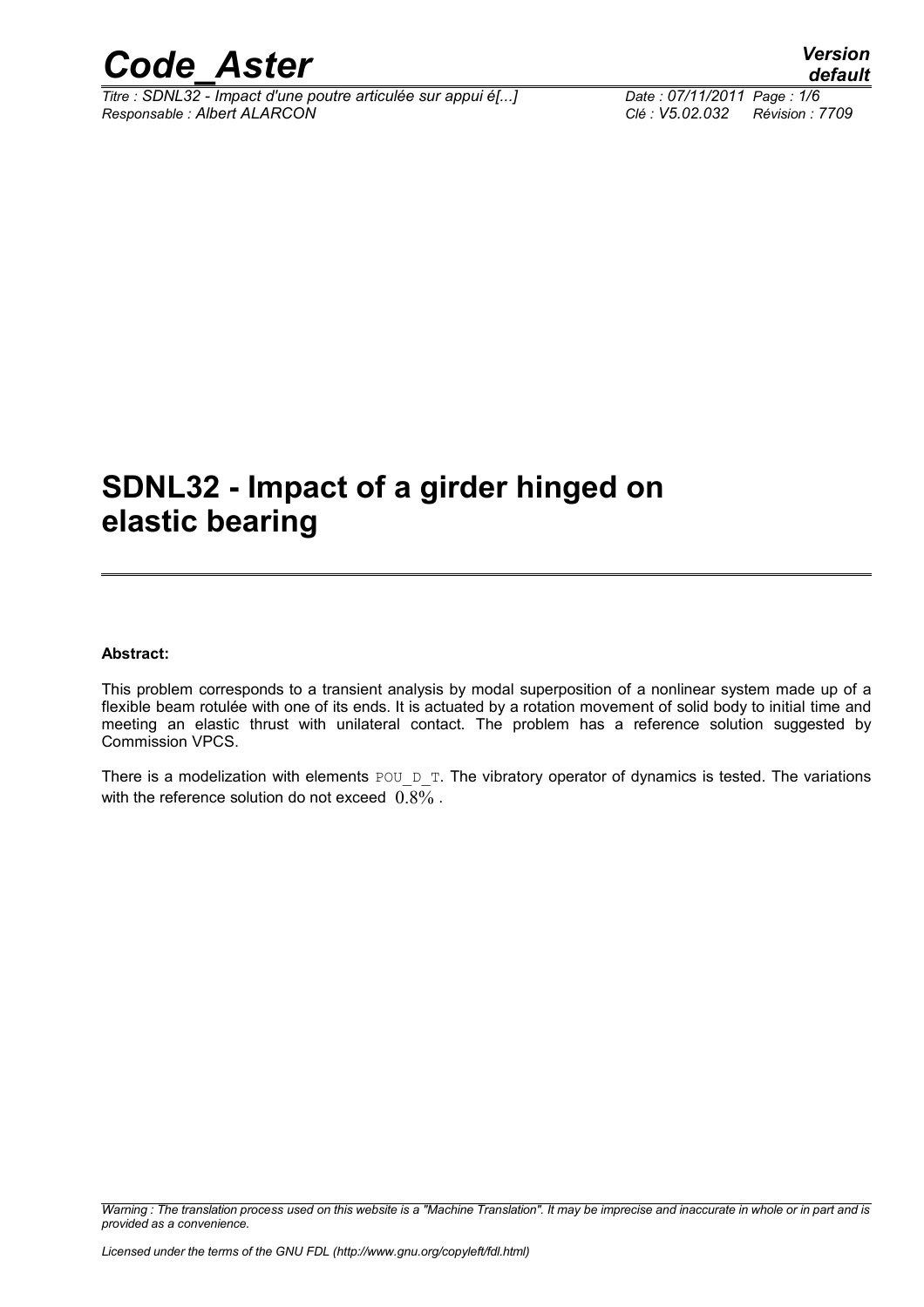# SDNL32 - Impact of a girder hinged on elastic bearing

**Abstract:**

This problem corresponds to a transient analysis by modal superposition of a nonlinear system made up of a flexible beam rotulée with one of its ends. It is actuated by a rotation movement of solid body to initial time and meeting an elastic thrust with unilateral contact. The problem has a reference solution suggested by Commission VPCS.

There is a modelization with elements POU_D_T. The vibratory operator of dynamics is tested. The variations with the reference solution do not exceed $0.8\%$.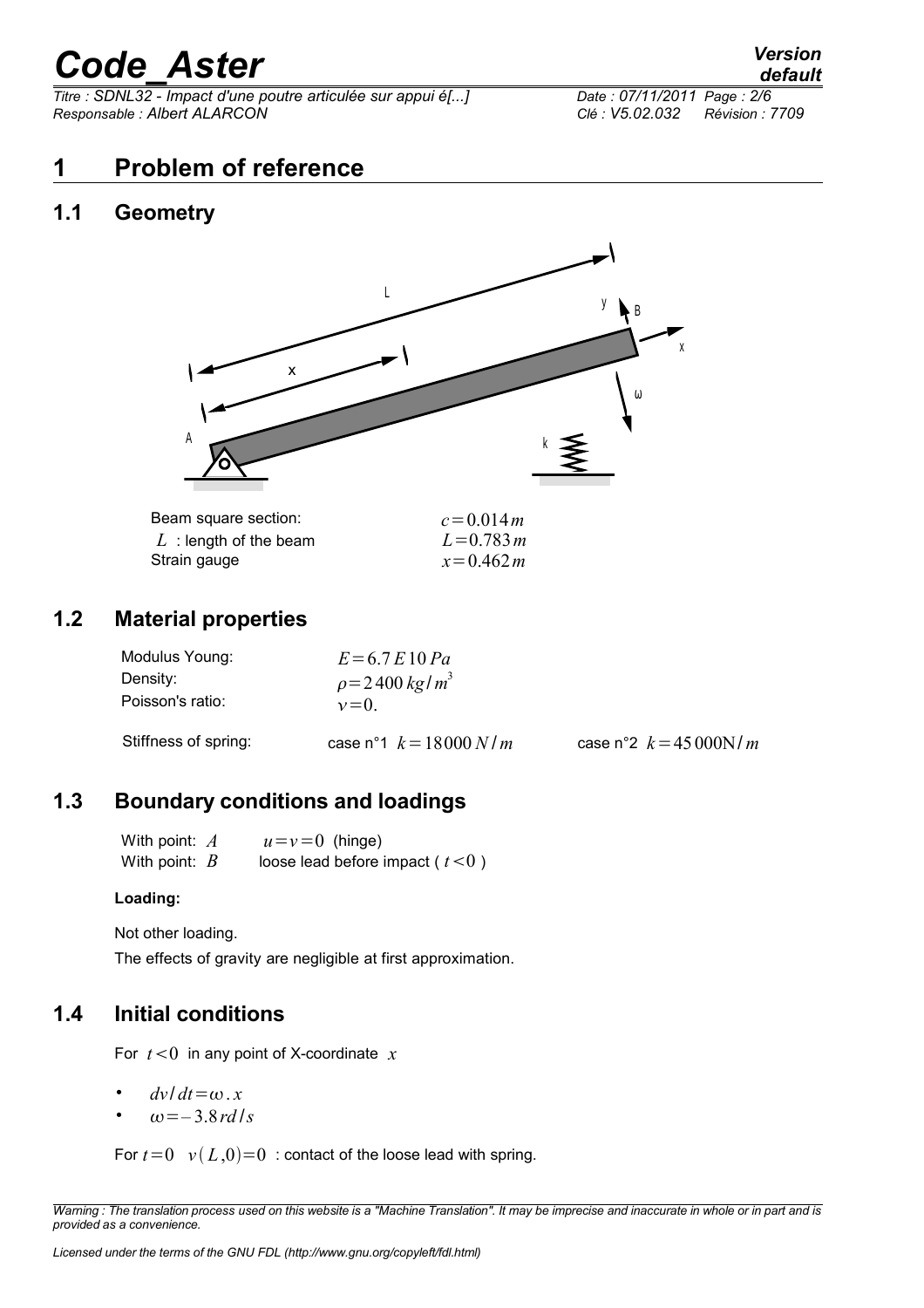# 1 Problem of reference

## 1.1 Geometry

| | |
|---|---|
| Beam square section: | $c=0.014\,m$ |
| $L$ : length of the beam | $L=0.783\,m$ |
| Strain gauge | $x=0.462\,m$ |

## 1.2 Material properties

| | | |
|---|---|---|
| Modulus Young: | $E=6.7\,E\,10\,Pa$ | |
| Density: | $\rho=2\,400\,kg/m^3$ | |
| Poisson's ratio: | $\nu=0.$ | |
| Stiffness of spring: | case n°1 $k=18000\,N/m$ | case n°2 $k=45\,000\mathrm{N}/m$ |

## 1.3 Boundary conditions and loadings

With point: $A$ $\quad u=v=0$ (hinge)
With point: $B$ $\quad$ loose lead before impact ( $t<0$ )

**Loading:**

Not other loading.

The effects of gravity are negligible at first approximation.

## 1.4 Initial conditions

For $t<0$ in any point of X-coordinate $x$

- $dv/dt=\omega.x$
- $\omega=-3.8\,rd/s$

For $t=0$ $\;v(L,0)=0$ : contact of the loose lead with spring.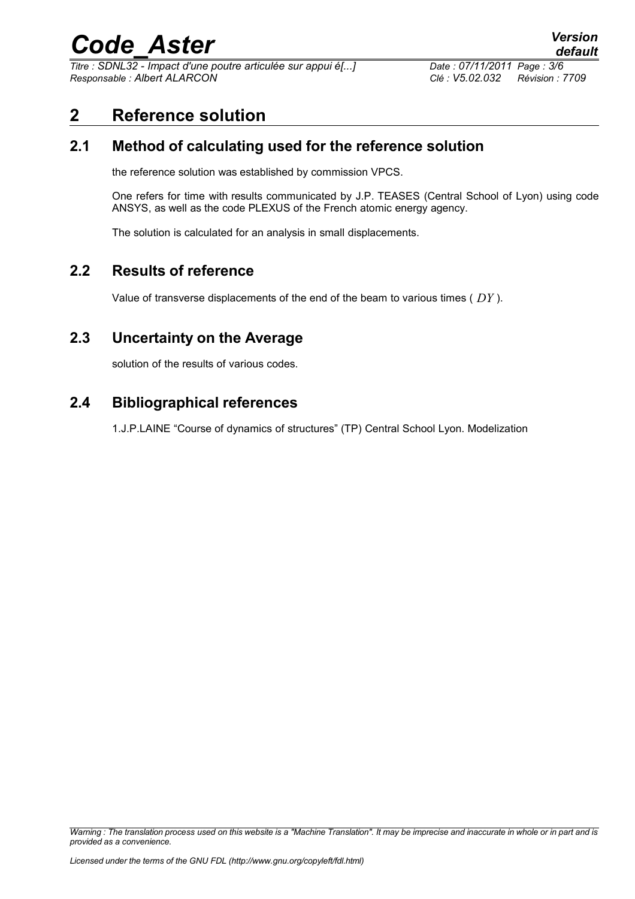# 2 Reference solution

## 2.1 Method of calculating used for the reference solution

the reference solution was established by commission VPCS.

One refers for time with results communicated by J.P. TEASES (Central School of Lyon) using code ANSYS, as well as the code PLEXUS of the French atomic energy agency.

The solution is calculated for an analysis in small displacements.

## 2.2 Results of reference

Value of transverse displacements of the end of the beam to various times ( $DY$ ).

## 2.3 Uncertainty on the Average

solution of the results of various codes.

## 2.4 Bibliographical references

1.J.P.LAINE "Course of dynamics of structures" (TP) Central School Lyon. Modelization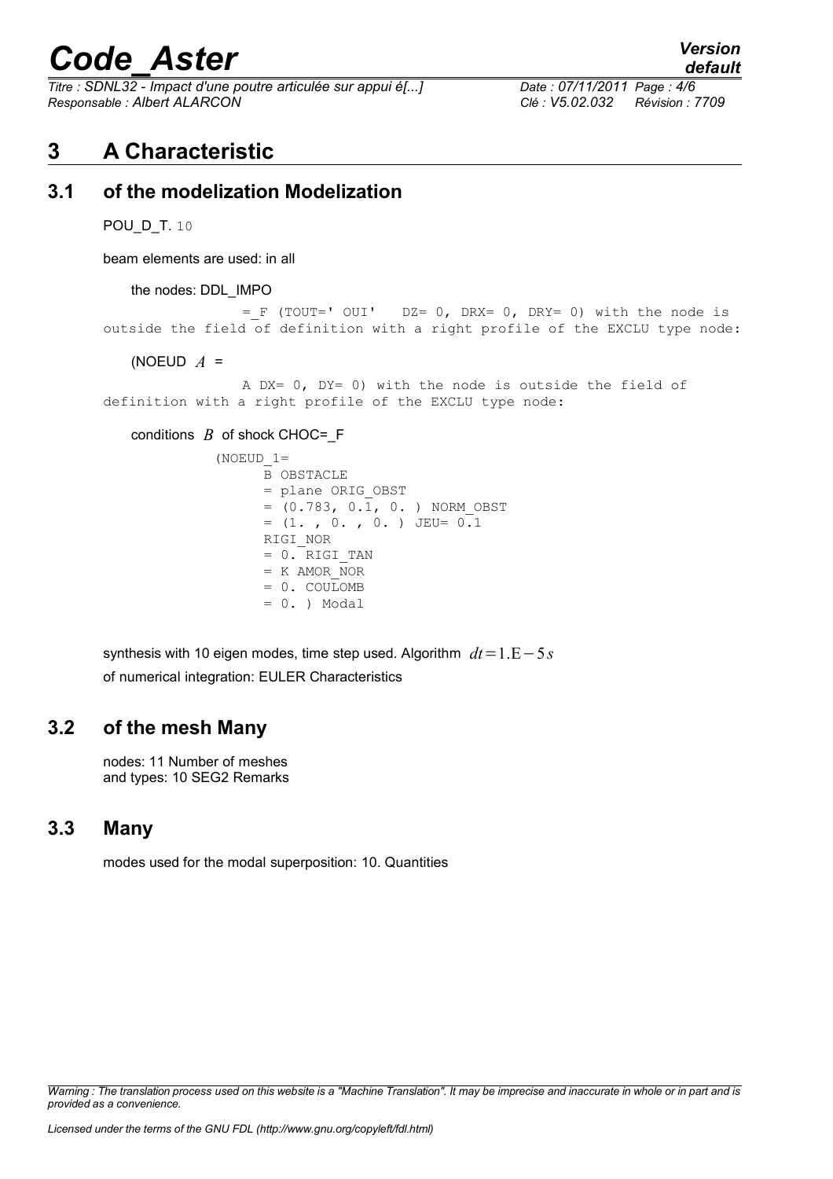# 3 A Characteristic

## 3.1 of the modelization Modelization

POU_D_T. 10

beam elements are used: in all

the nodes: DDL_IMPO

```
= _F (TOUT=' OUI'   DZ= 0, DRX= 0, DRY= 0) with the node is
outside the field of definition with a right profile of the EXCLU type node:
```

(NOEUD $A$ =

```
A DX= 0, DY= 0) with the node is outside the field of
definition with a right profile of the EXCLU type node:
```

conditions $B$ of shock CHOC=_F

```
(NOEUD_1=
      B OBSTACLE
      = plane ORIG_OBST
      = (0.783, 0.1, 0. ) NORM_OBST
      = (1. , 0. , 0. ) JEU= 0.1
      RIGI_NOR
      = 0. RIGI_TAN
      = K AMOR_NOR
      = 0. COULOMB
      = 0. ) Modal
```

synthesis with 10 eigen modes, time step used. Algorithm $dt = 1.\mathrm{E}-5s$
of numerical integration: EULER Characteristics

## 3.2 of the mesh Many

nodes: 11 Number of meshes
and types: 10 SEG2 Remarks

## 3.3 Many

modes used for the modal superposition: 10. Quantities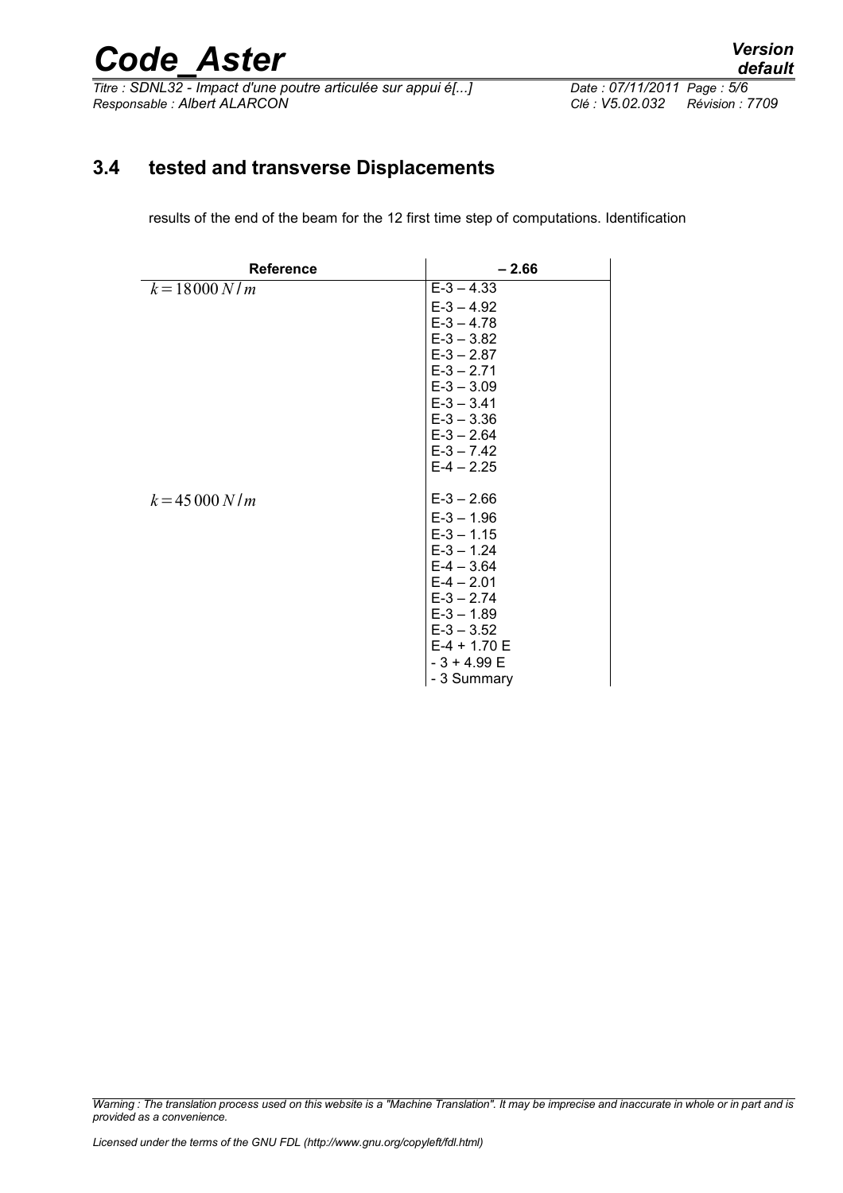## 3.4 tested and transverse Displacements

results of the end of the beam for the 12 first time step of computations. Identification

| Reference | – 2.66 |
|---|---|
| $k=18000\,N/m$ | E-3 – 4.33 |
| | E-3 – 4.92 |
| | E-3 – 4.78 |
| | E-3 – 3.82 |
| | E-3 – 2.87 |
| | E-3 – 2.71 |
| | E-3 – 3.09 |
| | E-3 – 3.41 |
| | E-3 – 3.36 |
| | E-3 – 2.64 |
| | E-3 – 7.42 |
| | E-4 – 2.25 |
| $k=45\,000\,N/m$ | E-3 – 2.66 |
| | E-3 – 1.96 |
| | E-3 – 1.15 |
| | E-3 – 1.24 |
| | E-4 – 3.64 |
| | E-4 – 2.01 |
| | E-3 – 2.74 |
| | E-3 – 1.89 |
| | E-3 – 3.52 |
| | E-4 + 1.70 E |
| | - 3 + 4.99 E |
| | - 3 Summary |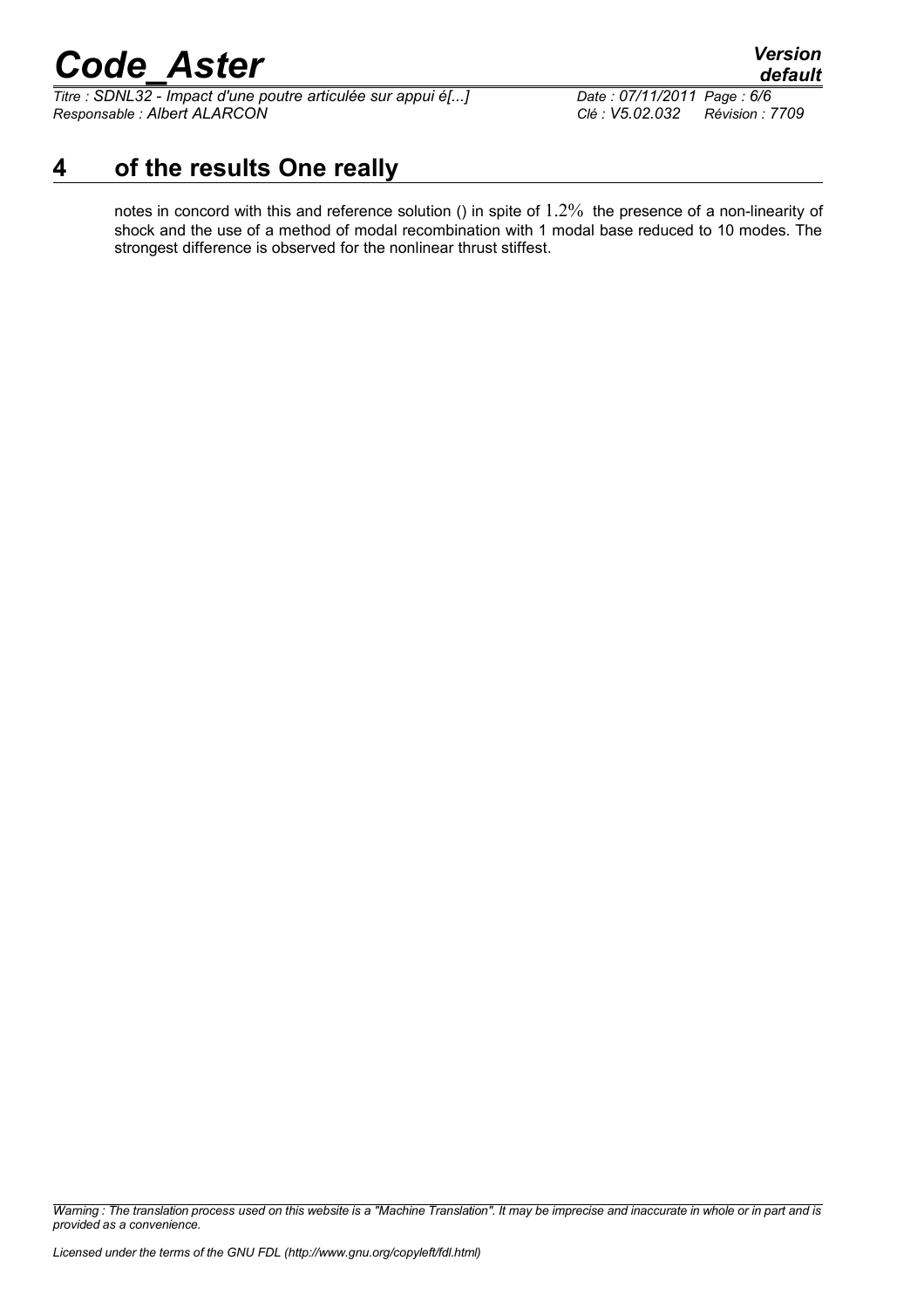# 4 of the results One really

notes in concord with this and reference solution () in spite of $1.2\%$ the presence of a non-linearity of shock and the use of a method of modal recombination with 1 modal base reduced to 10 modes. The strongest difference is observed for the nonlinear thrust stiffest.